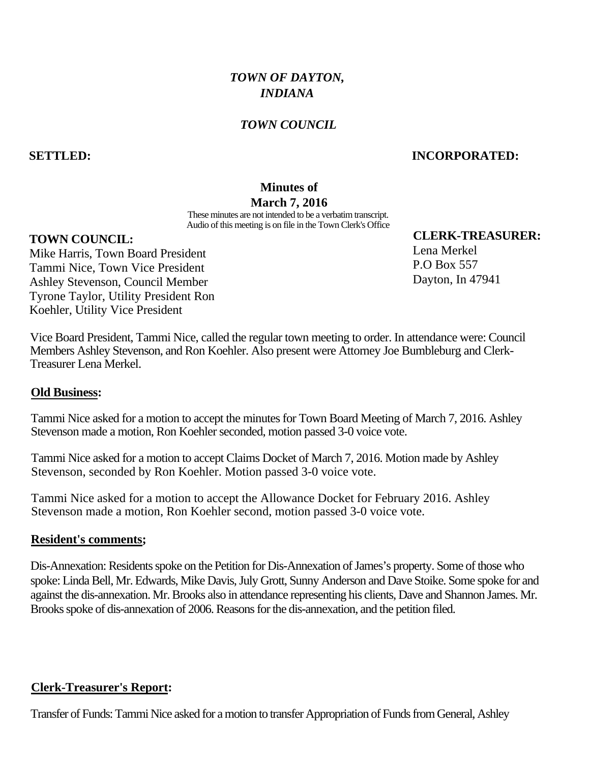***TOWN OF DAYTON, INDIANA***

***TOWN COUNCIL***

**SETTLED:** **INCORPORATED:**

**Minutes of**
**March 7, 2016**

These minutes are not intended to be a verbatim transcript.
Audio of this meeting is on file in the Town Clerk's Office

**TOWN COUNCIL:**
Mike Harris, Town Board President
Tammi Nice, Town Vice President
Ashley Stevenson, Council Member
Tyrone Taylor, Utility President Ron
Koehler, Utility Vice President

**CLERK-TREASURER:**
Lena Merkel
P.O Box 557
Dayton, In 47941

Vice Board President, Tammi Nice, called the regular town meeting to order. In attendance were: Council Members Ashley Stevenson, and Ron Koehler. Also present were Attorney Joe Bumbleburg and Clerk-Treasurer Lena Merkel.

**Old Business:**

Tammi Nice asked for a motion to accept the minutes for Town Board Meeting of March 7, 2016. Ashley Stevenson made a motion, Ron Koehler seconded, motion passed 3-0 voice vote.

Tammi Nice asked for a motion to accept Claims Docket of March 7, 2016. Motion made by Ashley Stevenson, seconded by Ron Koehler. Motion passed 3-0 voice vote.

Tammi Nice asked for a motion to accept the Allowance Docket for February 2016. Ashley Stevenson made a motion, Ron Koehler second, motion passed 3-0 voice vote.

**Resident's comments;**

Dis-Annexation: Residents spoke on the Petition for Dis-Annexation of James's property. Some of those who spoke: Linda Bell, Mr. Edwards, Mike Davis, July Grott, Sunny Anderson and Dave Stoike. Some spoke for and against the dis-annexation. Mr. Brooks also in attendance representing his clients, Dave and Shannon James. Mr. Brooks spoke of dis-annexation of 2006. Reasons for the dis-annexation, and the petition filed.

**Clerk-Treasurer's Report:**

Transfer of Funds: Tammi Nice asked for a motion to transfer Appropriation of Funds from General, Ashley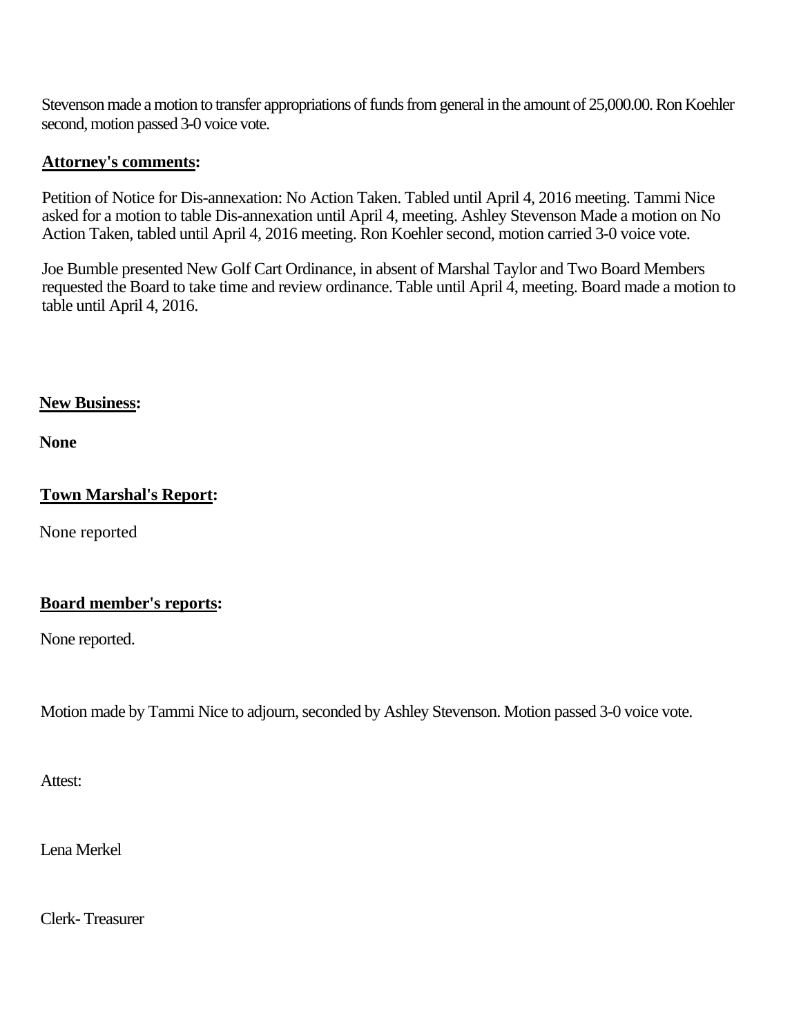Stevenson made a motion to transfer appropriations of funds from general in the amount of 25,000.00. Ron Koehler second, motion passed 3-0 voice vote.

**Attorney's comments:**

Petition of Notice for Dis-annexation: No Action Taken. Tabled until April 4, 2016 meeting. Tammi Nice asked for a motion to table Dis-annexation until April 4, meeting. Ashley Stevenson Made a motion on No Action Taken, tabled until April 4, 2016 meeting. Ron Koehler second, motion carried 3-0 voice vote.

Joe Bumble presented New Golf Cart Ordinance, in absent of Marshal Taylor and Two Board Members requested the Board to take time and review ordinance. Table until April 4, meeting. Board made a motion to table until April 4, 2016.

**New Business:**

**None**

**Town Marshal's Report:**

None reported

**Board member's reports:**

None reported.

Motion made by Tammi Nice to adjourn, seconded by Ashley Stevenson. Motion passed 3-0 voice vote.

Attest:

Lena Merkel

Clerk- Treasurer